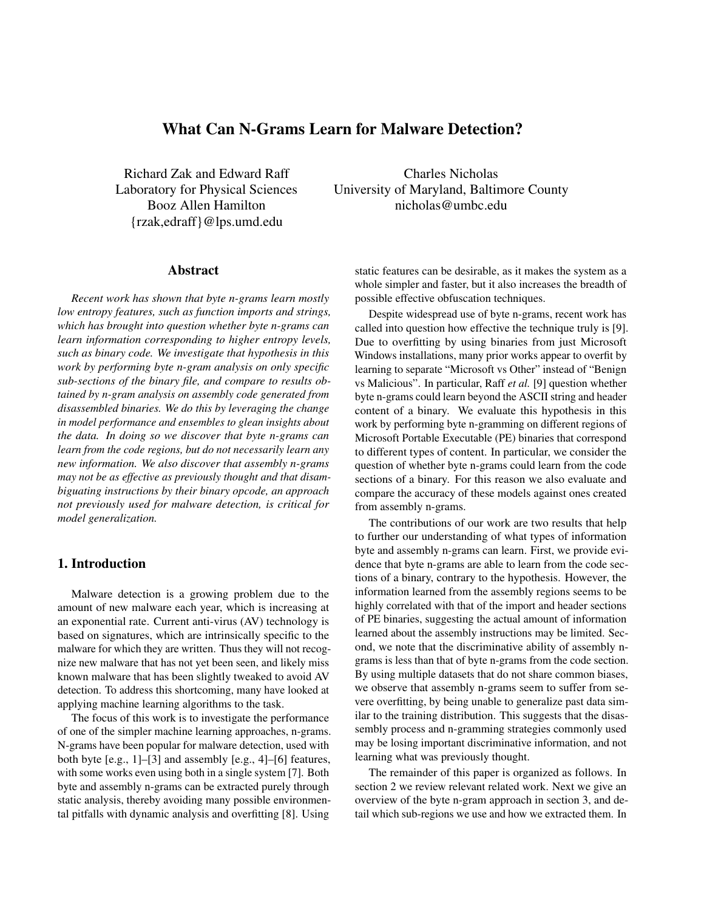# What Can N-Grams Learn for Malware Detection?

Richard Zak and Edward Raff
Laboratory for Physical Sciences
Booz Allen Hamilton
{rzak,edraff}@lps.umd.edu

Charles Nicholas
University of Maryland, Baltimore County
nicholas@umbc.edu

## Abstract

*Recent work has shown that byte n-grams learn mostly low entropy features, such as function imports and strings, which has brought into question whether byte n-grams can learn information corresponding to higher entropy levels, such as binary code. We investigate that hypothesis in this work by performing byte n-gram analysis on only specific sub-sections of the binary file, and compare to results obtained by n-gram analysis on assembly code generated from disassembled binaries. We do this by leveraging the change in model performance and ensembles to glean insights about the data. In doing so we discover that byte n-grams can learn from the code regions, but do not necessarily learn any new information. We also discover that assembly n-grams may not be as effective as previously thought and that disambiguating instructions by their binary opcode, an approach not previously used for malware detection, is critical for model generalization.*

## 1. Introduction

Malware detection is a growing problem due to the amount of new malware each year, which is increasing at an exponential rate. Current anti-virus (AV) technology is based on signatures, which are intrinsically specific to the malware for which they are written. Thus they will not recognize new malware that has not yet been seen, and likely miss known malware that has been slightly tweaked to avoid AV detection. To address this shortcoming, many have looked at applying machine learning algorithms to the task.

The focus of this work is to investigate the performance of one of the simpler machine learning approaches, n-grams. N-grams have been popular for malware detection, used with both byte [e.g., 1]–[3] and assembly [e.g., 4]–[6] features, with some works even using both in a single system [7]. Both byte and assembly n-grams can be extracted purely through static analysis, thereby avoiding many possible environmental pitfalls with dynamic analysis and overfitting [8]. Using static features can be desirable, as it makes the system as a whole simpler and faster, but it also increases the breadth of possible effective obfuscation techniques.

Despite widespread use of byte n-grams, recent work has called into question how effective the technique truly is [9]. Due to overfitting by using binaries from just Microsoft Windows installations, many prior works appear to overfit by learning to separate "Microsoft vs Other" instead of "Benign vs Malicious". In particular, Raff *et al.* [9] question whether byte n-grams could learn beyond the ASCII string and header content of a binary. We evaluate this hypothesis in this work by performing byte n-gramming on different regions of Microsoft Portable Executable (PE) binaries that correspond to different types of content. In particular, we consider the question of whether byte n-grams could learn from the code sections of a binary. For this reason we also evaluate and compare the accuracy of these models against ones created from assembly n-grams.

The contributions of our work are two results that help to further our understanding of what types of information byte and assembly n-grams can learn. First, we provide evidence that byte n-grams are able to learn from the code sections of a binary, contrary to the hypothesis. However, the information learned from the assembly regions seems to be highly correlated with that of the import and header sections of PE binaries, suggesting the actual amount of information learned about the assembly instructions may be limited. Second, we note that the discriminative ability of assembly n-grams is less than that of byte n-grams from the code section. By using multiple datasets that do not share common biases, we observe that assembly n-grams seem to suffer from severe overfitting, by being unable to generalize past data similar to the training distribution. This suggests that the disassembly process and n-gramming strategies commonly used may be losing important discriminative information, and not learning what was previously thought.

The remainder of this paper is organized as follows. In section 2 we review relevant related work. Next we give an overview of the byte n-gram approach in section 3, and detail which sub-regions we use and how we extracted them. In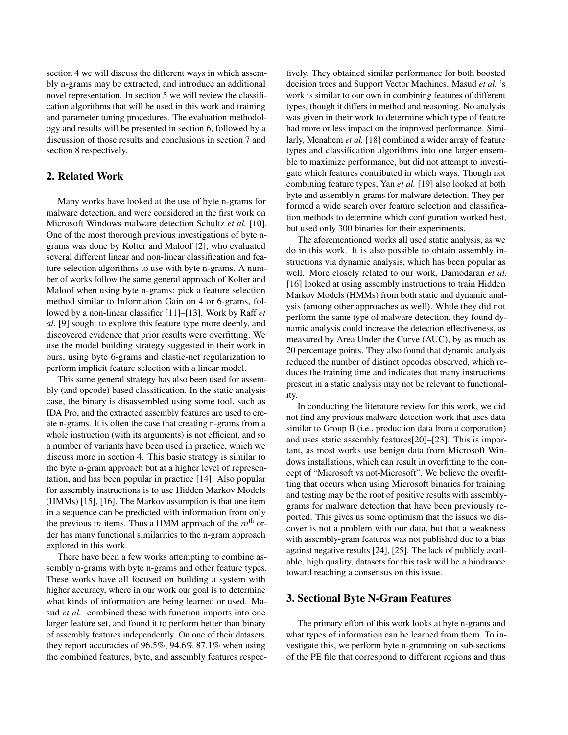section 4 we will discuss the different ways in which assembly n-grams may be extracted, and introduce an additional novel representation. In section 5 we will review the classification algorithms that will be used in this work and training and parameter tuning procedures. The evaluation methodology and results will be presented in section 6, followed by a discussion of those results and conclusions in section 7 and section 8 respectively.

## 2. Related Work

Many works have looked at the use of byte n-grams for malware detection, and were considered in the first work on Microsoft Windows malware detection Schultz *et al.* [10]. One of the most thorough previous investigations of byte n-grams was done by Kolter and Maloof [2], who evaluated several different linear and non-linear classification and feature selection algorithms to use with byte n-grams. A number of works follow the same general approach of Kolter and Maloof when using byte n-grams: pick a feature selection method similar to Information Gain on 4 or 6-grams, followed by a non-linear classifier [11]–[13]. Work by Raff *et al.* [9] sought to explore this feature type more deeply, and discovered evidence that prior results were overfitting. We use the model building strategy suggested in their work in ours, using byte 6-grams and elastic-net regularization to perform implicit feature selection with a linear model.

This same general strategy has also been used for assembly (and opcode) based classification. In the static analysis case, the binary is disassembled using some tool, such as IDA Pro, and the extracted assembly features are used to create n-grams. It is often the case that creating n-grams from a whole instruction (with its arguments) is not efficient, and so a number of variants have been used in practice, which we discuss more in section 4. This basic strategy is similar to the byte n-gram approach but at a higher level of representation, and has been popular in practice [14]. Also popular for assembly instructions is to use Hidden Markov Models (HMMs) [15], [16]. The Markov assumption is that one item in a sequence can be predicted with information from only the previous $m$ items. Thus a HMM approach of the $m^{\text{th}}$ order has many functional similarities to the n-gram approach explored in this work.

There have been a few works attempting to combine assembly n-grams with byte n-grams and other feature types. These works have all focused on building a system with higher accuracy, where in our work our goal is to determine what kinds of information are being learned or used. Masud *et al.* combined these with function imports into one larger feature set, and found it to perform better than binary of assembly features independently. On one of their datasets, they report accuracies of 96.5%, 94.6% 87.1% when using the combined features, byte, and assembly features respectively. They obtained similar performance for both boosted decision trees and Support Vector Machines. Masud *et al.* 's work is similar to our own in combining features of different types, though it differs in method and reasoning. No analysis was given in their work to determine which type of feature had more or less impact on the improved performance. Similarly, Menahem *et al.* [18] combined a wider array of feature types and classification algorithms into one larger ensemble to maximize performance, but did not attempt to investigate which features contributed in which ways. Though not combining feature types, Yan *et al.* [19] also looked at both byte and assembly n-grams for malware detection. They performed a wide search over feature selection and classification methods to determine which configuration worked best, but used only 300 binaries for their experiments.

The aforementioned works all used static analysis, as we do in this work. It is also possible to obtain assembly instructions via dynamic analysis, which has been popular as well. More closely related to our work, Damodaran *et al.* [16] looked at using assembly instructions to train Hidden Markov Models (HMMs) from both static and dynamic analysis (among other approaches as well). While they did not perform the same type of malware detection, they found dynamic analysis could increase the detection effectiveness, as measured by Area Under the Curve (AUC), by as much as 20 percentage points. They also found that dynamic analysis reduced the number of distinct opcodes observed, which reduces the training time and indicates that many instructions present in a static analysis may not be relevant to functionality.

In conducting the literature review for this work, we did not find any previous malware detection work that uses data similar to Group B (i.e., production data from a corporation) and uses static assembly features[20]–[23]. This is important, as most works use benign data from Microsoft Windows installations, which can result in overfitting to the concept of "Microsoft vs not-Microsoft". We believe the overfitting that occurs when using Microsoft binaries for training and testing may be the root of positive results with assembly-grams for malware detection that have been previously reported. This gives us some optimism that the issues we discover is not a problem with our data, but that a weakness with assembly-gram features was not published due to a bias against negative results [24], [25]. The lack of publicly available, high quality, datasets for this task will be a hindrance toward reaching a consensus on this issue.

## 3. Sectional Byte N-Gram Features

The primary effort of this work looks at byte n-grams and what types of information can be learned from them. To investigate this, we perform byte n-gramming on sub-sections of the PE file that correspond to different regions and thus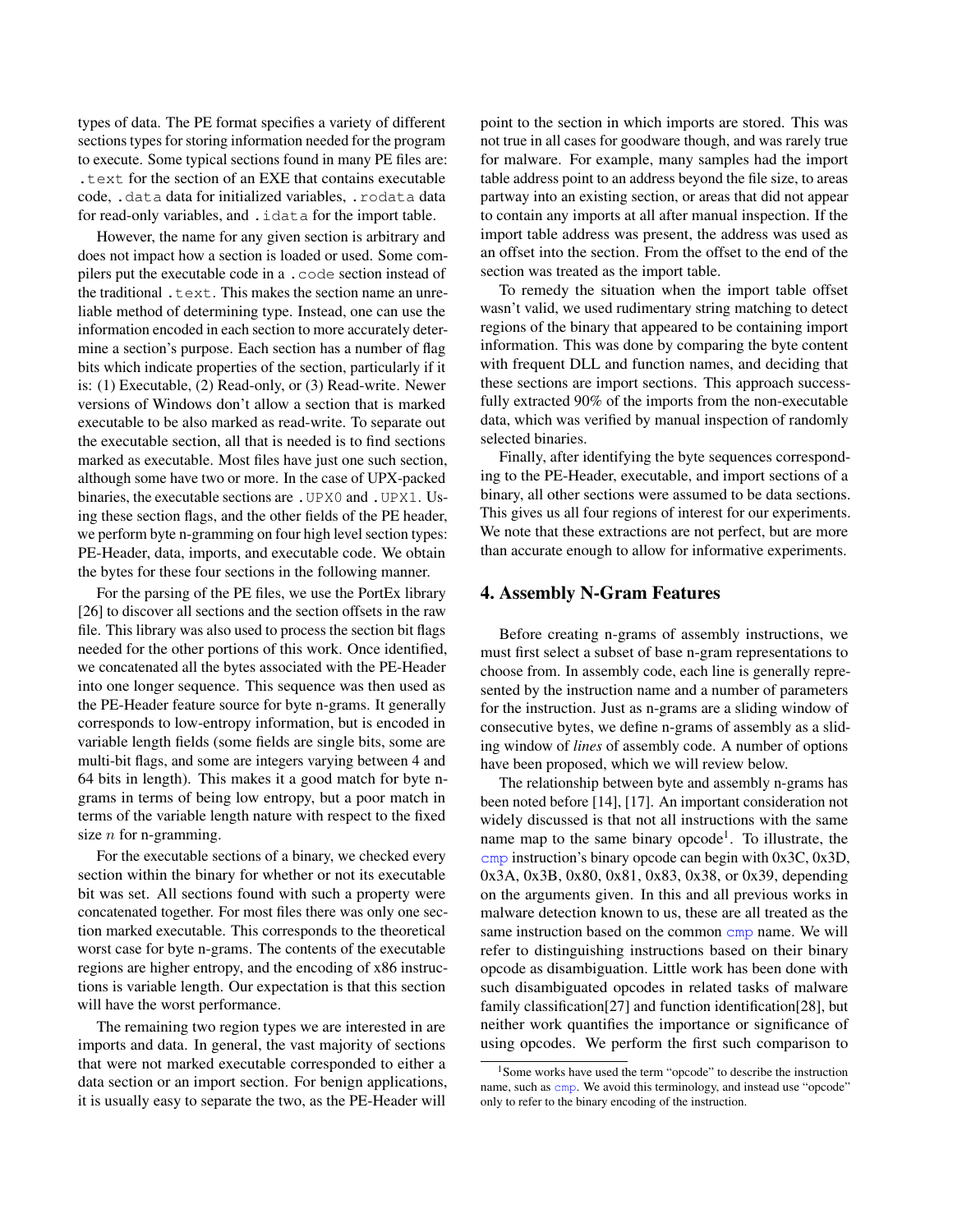types of data. The PE format specifies a variety of different sections types for storing information needed for the program to execute. Some typical sections found in many PE files are: `.text` for the section of an EXE that contains executable code, `.data` data for initialized variables, `.rodata` data for read-only variables, and `.idata` for the import table.

However, the name for any given section is arbitrary and does not impact how a section is loaded or used. Some compilers put the executable code in a `.code` section instead of the traditional `.text`. This makes the section name an unreliable method of determining type. Instead, one can use the information encoded in each section to more accurately determine a section's purpose. Each section has a number of flag bits which indicate properties of the section, particularly if it is: (1) Executable, (2) Read-only, or (3) Read-write. Newer versions of Windows don't allow a section that is marked executable to be also marked as read-write. To separate out the executable section, all that is needed is to find sections marked as executable. Most files have just one such section, although some have two or more. In the case of UPX-packed binaries, the executable sections are `.UPX0` and `.UPX1`. Using these section flags, and the other fields of the PE header, we perform byte n-gramming on four high level section types: PE-Header, data, imports, and executable code. We obtain the bytes for these four sections in the following manner.

For the parsing of the PE files, we use the PortEx library [26] to discover all sections and the section offsets in the raw file. This library was also used to process the section bit flags needed for the other portions of this work. Once identified, we concatenated all the bytes associated with the PE-Header into one longer sequence. This sequence was then used as the PE-Header feature source for byte n-grams. It generally corresponds to low-entropy information, but is encoded in variable length fields (some fields are single bits, some are multi-bit flags, and some are integers varying between 4 and 64 bits in length). This makes it a good match for byte n-grams in terms of being low entropy, but a poor match in terms of the variable length nature with respect to the fixed size $n$ for n-gramming.

For the executable sections of a binary, we checked every section within the binary for whether or not its executable bit was set. All sections found with such a property were concatenated together. For most files there was only one section marked executable. This corresponds to the theoretical worst case for byte n-grams. The contents of the executable regions are higher entropy, and the encoding of x86 instructions is variable length. Our expectation is that this section will have the worst performance.

The remaining two region types we are interested in are imports and data. In general, the vast majority of sections that were not marked executable corresponded to either a data section or an import section. For benign applications, it is usually easy to separate the two, as the PE-Header will point to the section in which imports are stored. This was not true in all cases for goodware though, and was rarely true for malware. For example, many samples had the import table address point to an address beyond the file size, to areas partway into an existing section, or areas that did not appear to contain any imports at all after manual inspection. If the import table address was present, the address was used as an offset into the section. From the offset to the end of the section was treated as the import table.

To remedy the situation when the import table offset wasn't valid, we used rudimentary string matching to detect regions of the binary that appeared to be containing import information. This was done by comparing the byte content with frequent DLL and function names, and deciding that these sections are import sections. This approach successfully extracted 90% of the imports from the non-executable data, which was verified by manual inspection of randomly selected binaries.

Finally, after identifying the byte sequences corresponding to the PE-Header, executable, and import sections of a binary, all other sections were assumed to be data sections. This gives us all four regions of interest for our experiments. We note that these extractions are not perfect, but are more than accurate enough to allow for informative experiments.

## 4. Assembly N-Gram Features

Before creating n-grams of assembly instructions, we must first select a subset of base n-gram representations to choose from. In assembly code, each line is generally represented by the instruction name and a number of parameters for the instruction. Just as n-grams are a sliding window of consecutive bytes, we define n-grams of assembly as a sliding window of *lines* of assembly code. A number of options have been proposed, which we will review below.

The relationship between byte and assembly n-grams has been noted before [14], [17]. An important consideration not widely discussed is that not all instructions with the same name map to the same binary opcode[1]. To illustrate, the `cmp` instruction's binary opcode can begin with 0x3C, 0x3D, 0x3A, 0x3B, 0x80, 0x81, 0x83, 0x38, or 0x39, depending on the arguments given. In this and all previous works in malware detection known to us, these are all treated as the same instruction based on the common `cmp` name. We will refer to distinguishing instructions based on their binary opcode as disambiguation. Little work has been done with such disambiguated opcodes in related tasks of malware family classification[27] and function identification[28], but neither work quantifies the importance or significance of using opcodes. We perform the first such comparison to

[1] Some works have used the term "opcode" to describe the instruction name, such as `cmp`. We avoid this terminology, and instead use "opcode" only to refer to the binary encoding of the instruction.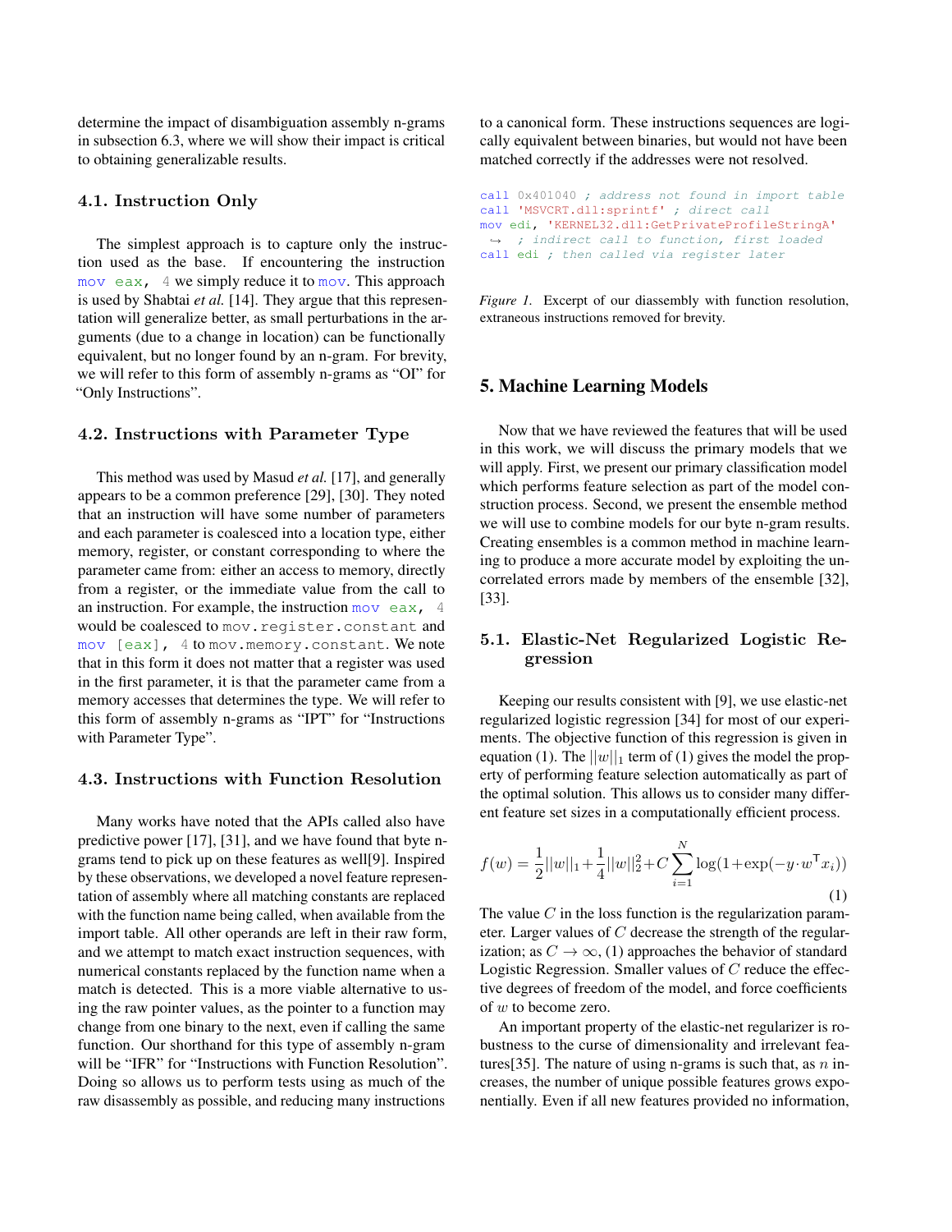determine the impact of disambiguation assembly n-grams in subsection 6.3, where we will show their impact is critical to obtaining generalizable results.

### 4.1. Instruction Only

The simplest approach is to capture only the instruction used as the base. If encountering the instruction `mov eax, 4` we simply reduce it to `mov`. This approach is used by Shabtai *et al.* [14]. They argue that this representation will generalize better, as small perturbations in the arguments (due to a change in location) can be functionally equivalent, but no longer found by an n-gram. For brevity, we will refer to this form of assembly n-grams as "OI" for "Only Instructions".

### 4.2. Instructions with Parameter Type

This method was used by Masud *et al.* [17], and generally appears to be a common preference [29], [30]. They noted that an instruction will have some number of parameters and each parameter is coalesced into a location type, either memory, register, or constant corresponding to where the parameter came from: either an access to memory, directly from a register, or the immediate value from the call to an instruction. For example, the instruction `mov eax, 4` would be coalesced to `mov.register.constant` and `mov [eax], 4` to `mov.memory.constant`. We note that in this form it does not matter that a register was used in the first parameter, it is that the parameter came from a memory accesses that determines the type. We will refer to this form of assembly n-grams as "IPT" for "Instructions with Parameter Type".

### 4.3. Instructions with Function Resolution

Many works have noted that the APIs called also have predictive power [17], [31], and we have found that byte n-grams tend to pick up on these features as well[9]. Inspired by these observations, we developed a novel feature representation of assembly where all matching constants are replaced with the function name being called, when available from the import table. All other operands are left in their raw form, and we attempt to match exact instruction sequences, with numerical constants replaced by the function name when a match is detected. This is a more viable alternative to using the raw pointer values, as the pointer to a function may change from one binary to the next, even if calling the same function. Our shorthand for this type of assembly n-gram will be "IFR" for "Instructions with Function Resolution". Doing so allows us to perform tests using as much of the raw disassembly as possible, and reducing many instructions to a canonical form. These instructions sequences are logically equivalent between binaries, but would not have been matched correctly if the addresses were not resolved.

```
call 0x401040 ; address not found in import table
call 'MSVCRT.dll:sprintf' ; direct call
mov edi, 'KERNEL32.dll:GetPrivateProfileStringA'
  ↪ ; indirect call to function, first loaded
call edi ; then called via register later
```

*Figure 1.* Excerpt of our diassembly with function resolution, extraneous instructions removed for brevity.

## 5. Machine Learning Models

Now that we have reviewed the features that will be used in this work, we will discuss the primary models that we will apply. First, we present our primary classification model which performs feature selection as part of the model construction process. Second, we present the ensemble method we will use to combine models for our byte n-gram results. Creating ensembles is a common method in machine learning to produce a more accurate model by exploiting the uncorrelated errors made by members of the ensemble [32], [33].

### 5.1. Elastic-Net Regularized Logistic Regression

Keeping our results consistent with [9], we use elastic-net regularized logistic regression [34] for most of our experiments. The objective function of this regression is given in equation (1). The $||w||_1$ term of (1) gives the model the property of performing feature selection automatically as part of the optimal solution. This allows us to consider many different feature set sizes in a computationally efficient process.

$$f(w) = \frac{1}{2}||w||_1 + \frac{1}{4}||w||_2^2 + C\sum_{i=1}^{N} \log(1+\exp(-y \cdot w^{\mathsf{T}} x_i)) \tag{1}$$

The value $C$ in the loss function is the regularization parameter. Larger values of $C$ decrease the strength of the regularization; as $C \to \infty$, (1) approaches the behavior of standard Logistic Regression. Smaller values of $C$ reduce the effective degrees of freedom of the model, and force coefficients of $w$ to become zero.

An important property of the elastic-net regularizer is robustness to the curse of dimensionality and irrelevant features[35]. The nature of using n-grams is such that, as $n$ increases, the number of unique possible features grows exponentially. Even if all new features provided no information,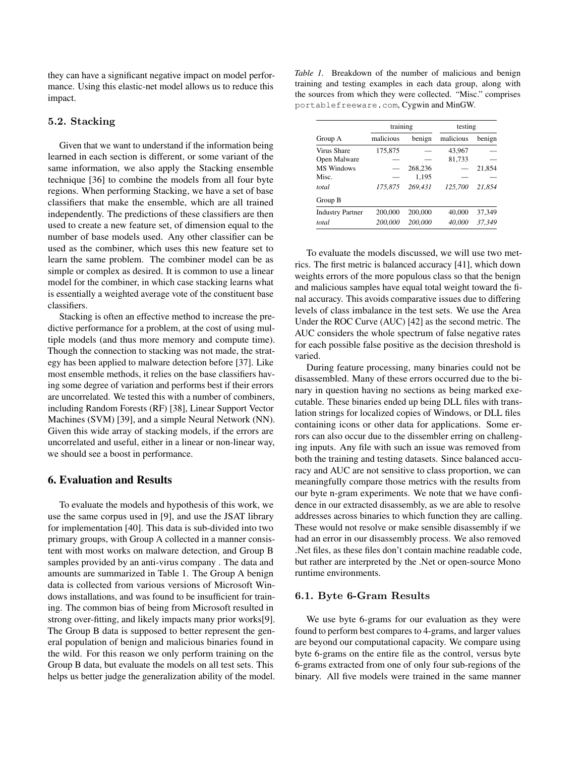they can have a significant negative impact on model performance. Using this elastic-net model allows us to reduce this impact.

### 5.2. Stacking

Given that we want to understand if the information being learned in each section is different, or some variant of the same information, we also apply the Stacking ensemble technique [36] to combine the models from all four byte regions. When performing Stacking, we have a set of base classifiers that make the ensemble, which are all trained independently. The predictions of these classifiers are then used to create a new feature set, of dimension equal to the number of base models used. Any other classifier can be used as the combiner, which uses this new feature set to learn the same problem. The combiner model can be as simple or complex as desired. It is common to use a linear model for the combiner, in which case stacking learns what is essentially a weighted average vote of the constituent base classifiers.

Stacking is often an effective method to increase the predictive performance for a problem, at the cost of using multiple models (and thus more memory and compute time). Though the connection to stacking was not made, the strategy has been applied to malware detection before [37]. Like most ensemble methods, it relies on the base classifiers having some degree of variation and performs best if their errors are uncorrelated. We tested this with a number of combiners, including Random Forests (RF) [38], Linear Support Vector Machines (SVM) [39], and a simple Neural Network (NN). Given this wide array of stacking models, if the errors are uncorrelated and useful, either in a linear or non-linear way, we should see a boost in performance.

## 6. Evaluation and Results

To evaluate the models and hypothesis of this work, we use the same corpus used in [9], and use the JSAT library for implementation [40]. This data is sub-divided into two primary groups, with Group A collected in a manner consistent with most works on malware detection, and Group B samples provided by an anti-virus company . The data and amounts are summarized in Table 1. The Group A benign data is collected from various versions of Microsoft Windows installations, and was found to be insufficient for training. The common bias of being from Microsoft resulted in strong over-fitting, and likely impacts many prior works[9]. The Group B data is supposed to better represent the general population of benign and malicious binaries found in the wild. For this reason we only perform training on the Group B data, but evaluate the models on all test sets. This helps us better judge the generalization ability of the model.

*Table 1.* Breakdown of the number of malicious and benign training and testing examples in each data group, along with the sources from which they were collected. "Misc." comprises `portablefreeware.com`, Cygwin and MinGW.

| | training | | testing | |
|---|---|---|---|---|
| Group A | malicious | benign | malicious | benign |
| Virus Share | 175,875 | — | 43,967 | — |
| Open Malware | — | — | 81,733 | — |
| MS Windows | — | 268,236 | — | 21,854 |
| Misc. | — | 1,195 | — | — |
| *total* | *175,875* | *269,431* | *125,700* | *21,854* |
| Group B | | | | |
| Industry Partner | 200,000 | 200,000 | 40,000 | 37,349 |
| *total* | *200,000* | *200,000* | *40,000* | *37,349* |

To evaluate the models discussed, we will use two metrics. The first metric is balanced accuracy [41], which down weights errors of the more populous class so that the benign and malicious samples have equal total weight toward the final accuracy. This avoids comparative issues due to differing levels of class imbalance in the test sets. We use the Area Under the ROC Curve (AUC) [42] as the second metric. The AUC considers the whole spectrum of false negative rates for each possible false positive as the decision threshold is varied.

During feature processing, many binaries could not be disassembled. Many of these errors occurred due to the binary in question having no sections as being marked executable. These binaries ended up being DLL files with translation strings for localized copies of Windows, or DLL files containing icons or other data for applications. Some errors can also occur due to the dissembler erring on challenging inputs. Any file with such an issue was removed from both the training and testing datasets. Since balanced accuracy and AUC are not sensitive to class proportion, we can meaningfully compare those metrics with the results from our byte n-gram experiments. We note that we have confidence in our extracted disassembly, as we are able to resolve addresses across binaries to which function they are calling. These would not resolve or make sensible disassembly if we had an error in our disassembly process. We also removed .Net files, as these files don't contain machine readable code, but rather are interpreted by the .Net or open-source Mono runtime environments.

### 6.1. Byte 6-Gram Results

We use byte 6-grams for our evaluation as they were found to perform best compares to 4-grams, and larger values are beyond our computational capacity. We compare using byte 6-grams on the entire file as the control, versus byte 6-grams extracted from one of only four sub-regions of the binary. All five models were trained in the same manner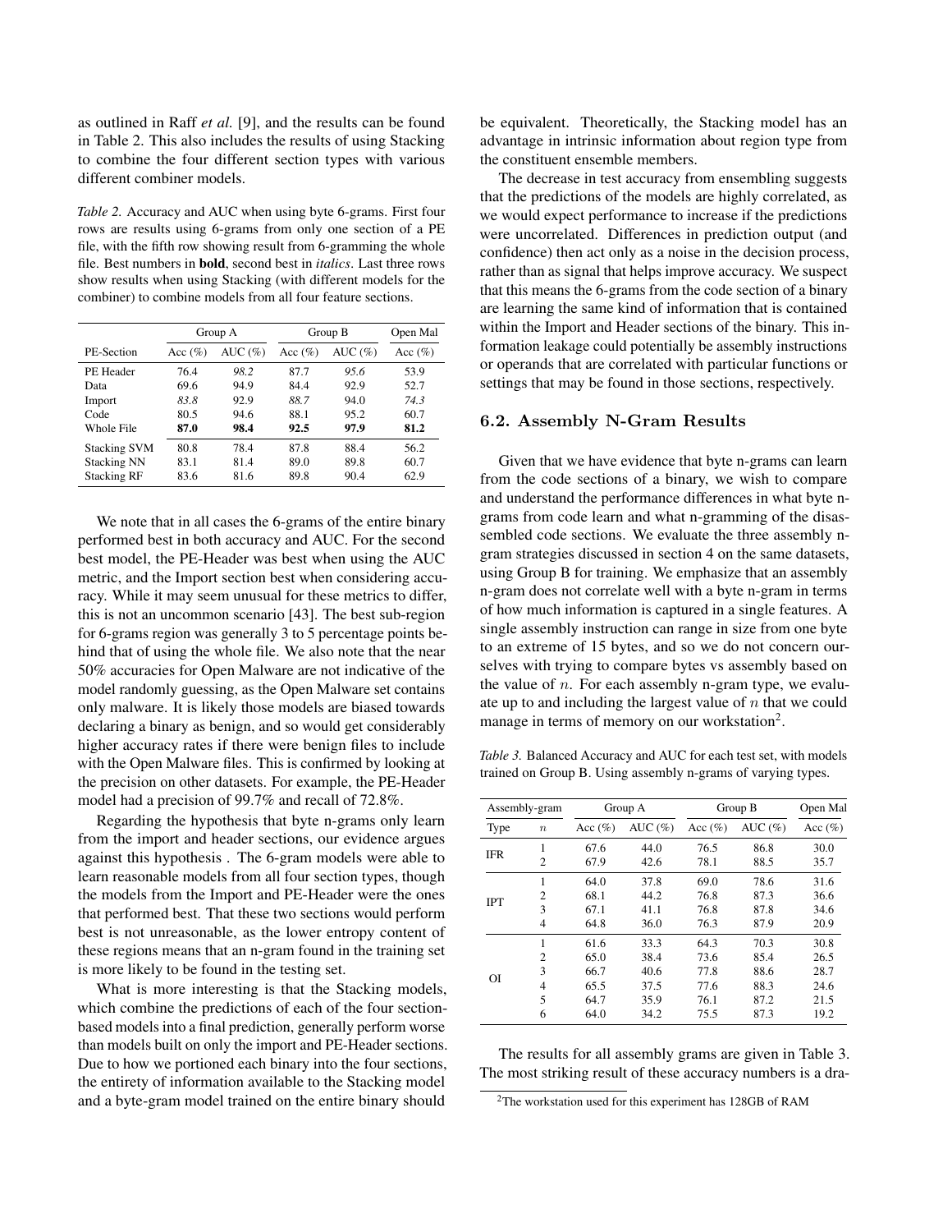as outlined in Raff *et al.* [9], and the results can be found in Table 2. This also includes the results of using Stacking to combine the four different section types with various different combiner models.

*Table 2.* Accuracy and AUC when using byte 6-grams. First four rows are results using 6-grams from only one section of a PE file, with the fifth row showing result from 6-gramming the whole file. Best numbers in **bold**, second best in *italics*. Last three rows show results when using Stacking (with different models for the combiner) to combine models from all four feature sections.

| | Group A | | Group B | | Open Mal |
|---|---|---|---|---|---|
| PE-Section | Acc (%) | AUC (%) | Acc (%) | AUC (%) | Acc (%) |
| PE Header | 76.4 | *98.2* | 87.7 | *95.6* | 53.9 |
| Data | 69.6 | 94.9 | 84.4 | 92.9 | 52.7 |
| Import | *83.8* | 92.9 | *88.7* | 94.0 | *74.3* |
| Code | 80.5 | 94.6 | 88.1 | 95.2 | 60.7 |
| Whole File | **87.0** | **98.4** | **92.5** | **97.9** | **81.2** |
| Stacking SVM | 80.8 | 78.4 | 87.8 | 88.4 | 56.2 |
| Stacking NN | 83.1 | 81.4 | 89.0 | 89.8 | 60.7 |
| Stacking RF | 83.6 | 81.6 | 89.8 | 90.4 | 62.9 |

We note that in all cases the 6-grams of the entire binary performed best in both accuracy and AUC. For the second best model, the PE-Header was best when using the AUC metric, and the Import section best when considering accuracy. While it may seem unusual for these metrics to differ, this is not an uncommon scenario [43]. The best sub-region for 6-grams region was generally 3 to 5 percentage points behind that of using the whole file. We also note that the near 50% accuracies for Open Malware are not indicative of the model randomly guessing, as the Open Malware set contains only malware. It is likely those models are biased towards declaring a binary as benign, and so would get considerably higher accuracy rates if there were benign files to include with the Open Malware files. This is confirmed by looking at the precision on other datasets. For example, the PE-Header model had a precision of 99.7% and recall of 72.8%.

Regarding the hypothesis that byte n-grams only learn from the import and header sections, our evidence argues against this hypothesis . The 6-gram models were able to learn reasonable models from all four section types, though the models from the Import and PE-Header were the ones that performed best. That these two sections would perform best is not unreasonable, as the lower entropy content of these regions means that an n-gram found in the training set is more likely to be found in the testing set.

What is more interesting is that the Stacking models, which combine the predictions of each of the four section-based models into a final prediction, generally perform worse than models built on only the import and PE-Header sections. Due to how we portioned each binary into the four sections, the entirety of information available to the Stacking model and a byte-gram model trained on the entire binary should be equivalent. Theoretically, the Stacking model has an advantage in intrinsic information about region type from the constituent ensemble members.

The decrease in test accuracy from ensembling suggests that the predictions of the models are highly correlated, as we would expect performance to increase if the predictions were uncorrelated. Differences in prediction output (and confidence) then act only as a noise in the decision process, rather than as signal that helps improve accuracy. We suspect that this means the 6-grams from the code section of a binary are learning the same kind of information that is contained within the Import and Header sections of the binary. This information leakage could potentially be assembly instructions or operands that are correlated with particular functions or settings that may be found in those sections, respectively.

## 6.2. Assembly N-Gram Results

Given that we have evidence that byte n-grams can learn from the code sections of a binary, we wish to compare and understand the performance differences in what byte n-grams from code learn and what n-gramming of the disassembled code sections. We evaluate the three assembly n-gram strategies discussed in section 4 on the same datasets, using Group B for training. We emphasize that an assembly n-gram does not correlate well with a byte n-gram in terms of how much information is captured in a single features. A single assembly instruction can range in size from one byte to an extreme of 15 bytes, and so we do not concern ourselves with trying to compare bytes vs assembly based on the value of $n$. For each assembly n-gram type, we evaluate up to and including the largest value of $n$ that we could manage in terms of memory on our workstation[2].

*Table 3.* Balanced Accuracy and AUC for each test set, with models trained on Group B. Using assembly n-grams of varying types.

| Assembly-gram | | Group A | | Group B | | Open Mal |
|---|---|---|---|---|---|---|
| Type | $n$ | Acc (%) | AUC (%) | Acc (%) | AUC (%) | Acc (%) |
| IFR | 1 | 67.6 | 44.0 | 76.5 | 86.8 | 30.0 |
| | 2 | 67.9 | 42.6 | 78.1 | 88.5 | 35.7 |
| IPT | 1 | 64.0 | 37.8 | 69.0 | 78.6 | 31.6 |
| | 2 | 68.1 | 44.2 | 76.8 | 87.3 | 36.6 |
| | 3 | 67.1 | 41.1 | 76.8 | 87.8 | 34.6 |
| | 4 | 64.8 | 36.0 | 76.3 | 87.9 | 20.9 |
| OI | 1 | 61.6 | 33.3 | 64.3 | 70.3 | 30.8 |
| | 2 | 65.0 | 38.4 | 73.6 | 85.4 | 26.5 |
| | 3 | 66.7 | 40.6 | 77.8 | 88.6 | 28.7 |
| | 4 | 65.5 | 37.5 | 77.6 | 88.3 | 24.6 |
| | 5 | 64.7 | 35.9 | 76.1 | 87.2 | 21.5 |
| | 6 | 64.0 | 34.2 | 75.5 | 87.3 | 19.2 |

The results for all assembly grams are given in Table 3. The most striking result of these accuracy numbers is a dra-

[2] The workstation used for this experiment has 128GB of RAM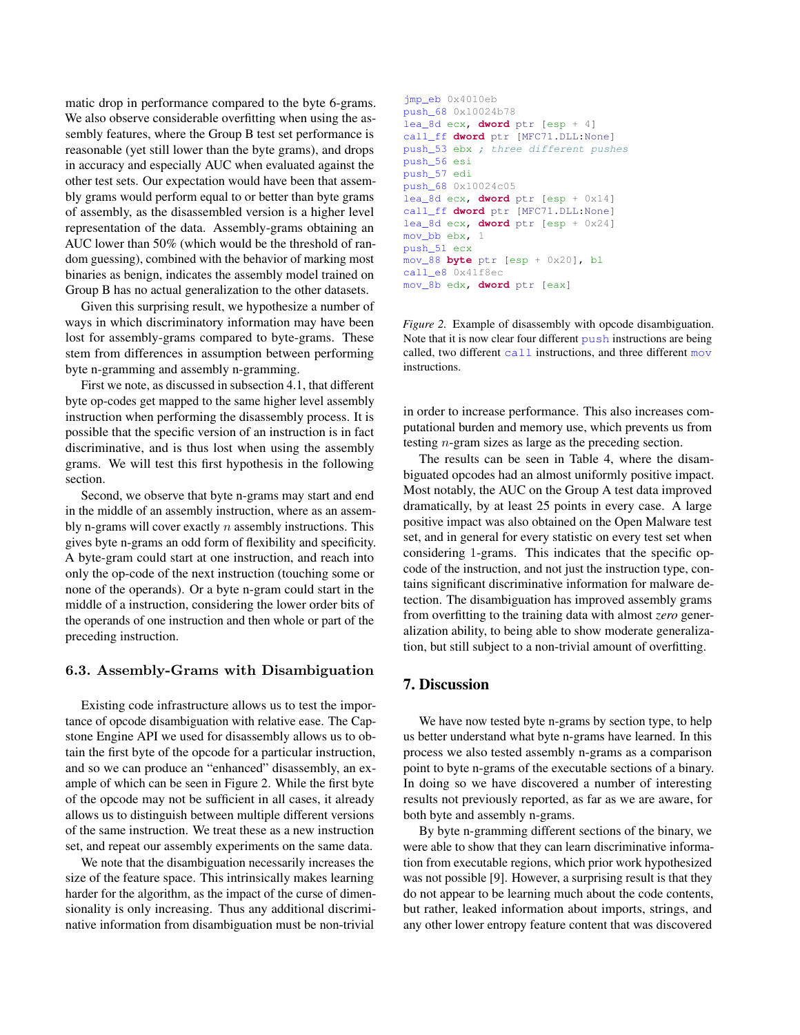matic drop in performance compared to the byte 6-grams. We also observe considerable overfitting when using the assembly features, where the Group B test set performance is reasonable (yet still lower than the byte grams), and drops in accuracy and especially AUC when evaluated against the other test sets. Our expectation would have been that assembly grams would perform equal to or better than byte grams of assembly, as the disassembled version is a higher level representation of the data. Assembly-grams obtaining an AUC lower than 50% (which would be the threshold of random guessing), combined with the behavior of marking most binaries as benign, indicates the assembly model trained on Group B has no actual generalization to the other datasets.

Given this surprising result, we hypothesize a number of ways in which discriminatory information may have been lost for assembly-grams compared to byte-grams. These stem from differences in assumption between performing byte n-gramming and assembly n-gramming.

First we note, as discussed in subsection 4.1, that different byte op-codes get mapped to the same higher level assembly instruction when performing the disassembly process. It is possible that the specific version of an instruction is in fact discriminative, and is thus lost when using the assembly grams. We will test this first hypothesis in the following section.

Second, we observe that byte n-grams may start and end in the middle of an assembly instruction, where as an assembly n-grams will cover exactly $n$ assembly instructions. This gives byte n-grams an odd form of flexibility and specificity. A byte-gram could start at one instruction, and reach into only the op-code of the next instruction (touching some or none of the operands). Or a byte n-gram could start in the middle of a instruction, considering the lower order bits of the operands of one instruction and then whole or part of the preceding instruction.

### 6.3. Assembly-Grams with Disambiguation

Existing code infrastructure allows us to test the importance of opcode disambiguation with relative ease. The Capstone Engine API we used for disassembly allows us to obtain the first byte of the opcode for a particular instruction, and so we can produce an "enhanced" disassembly, an example of which can be seen in Figure 2. While the first byte of the opcode may not be sufficient in all cases, it already allows us to distinguish between multiple different versions of the same instruction. We treat these as a new instruction set, and repeat our assembly experiments on the same data.

We note that the disambiguation necessarily increases the size of the feature space. This intrinsically makes learning harder for the algorithm, as the impact of the curse of dimensionality is only increasing. Thus any additional discriminative information from disambiguation must be non-trivial in order to increase performance. This also increases computational burden and memory use, which prevents us from testing $n$-gram sizes as large as the preceding section.

The results can be seen in Table 4, where the disambiguated opcodes had an almost uniformly positive impact. Most notably, the AUC on the Group A test data improved dramatically, by at least 25 points in every case. A large positive impact was also obtained on the Open Malware test set, and in general for every statistic on every test set when considering 1-grams. This indicates that the specific opcode of the instruction, and not just the instruction type, contains significant discriminative information for malware detection. The disambiguation has improved assembly grams from overfitting to the training data with almost *zero* generalization ability, to being able to show moderate generalization, but still subject to a non-trivial amount of overfitting.

```
jmp_eb 0x4010eb
push_68 0x10024b78
lea_8d ecx, dword ptr [esp + 4]
call_ff dword ptr [MFC71.DLL:None]
push_53 ebx ; three different pushes
push_56 esi
push_57 edi
push_68 0x10024c05
lea_8d ecx, dword ptr [esp + 0x14]
call_ff dword ptr [MFC71.DLL:None]
lea_8d ecx, dword ptr [esp + 0x24]
mov_bb ebx, 1
push_51 ecx
mov_88 byte ptr [esp + 0x20], bl
call_e8 0x41f8ec
mov_8b edx, dword ptr [eax]
```

*Figure 2.* Example of disassembly with opcode disambiguation. Note that it is now clear four different `push` instructions are being called, two different `call` instructions, and three different `mov` instructions.

## 7. Discussion

We have now tested byte n-grams by section type, to help us better understand what byte n-grams have learned. In this process we also tested assembly n-grams as a comparison point to byte n-grams of the executable sections of a binary. In doing so we have discovered a number of interesting results not previously reported, as far as we are aware, for both byte and assembly n-grams.

By byte n-gramming different sections of the binary, we were able to show that they can learn discriminative information from executable regions, which prior work hypothesized was not possible [9]. However, a surprising result is that they do not appear to be learning much about the code contents, but rather, leaked information about imports, strings, and any other lower entropy feature content that was discovered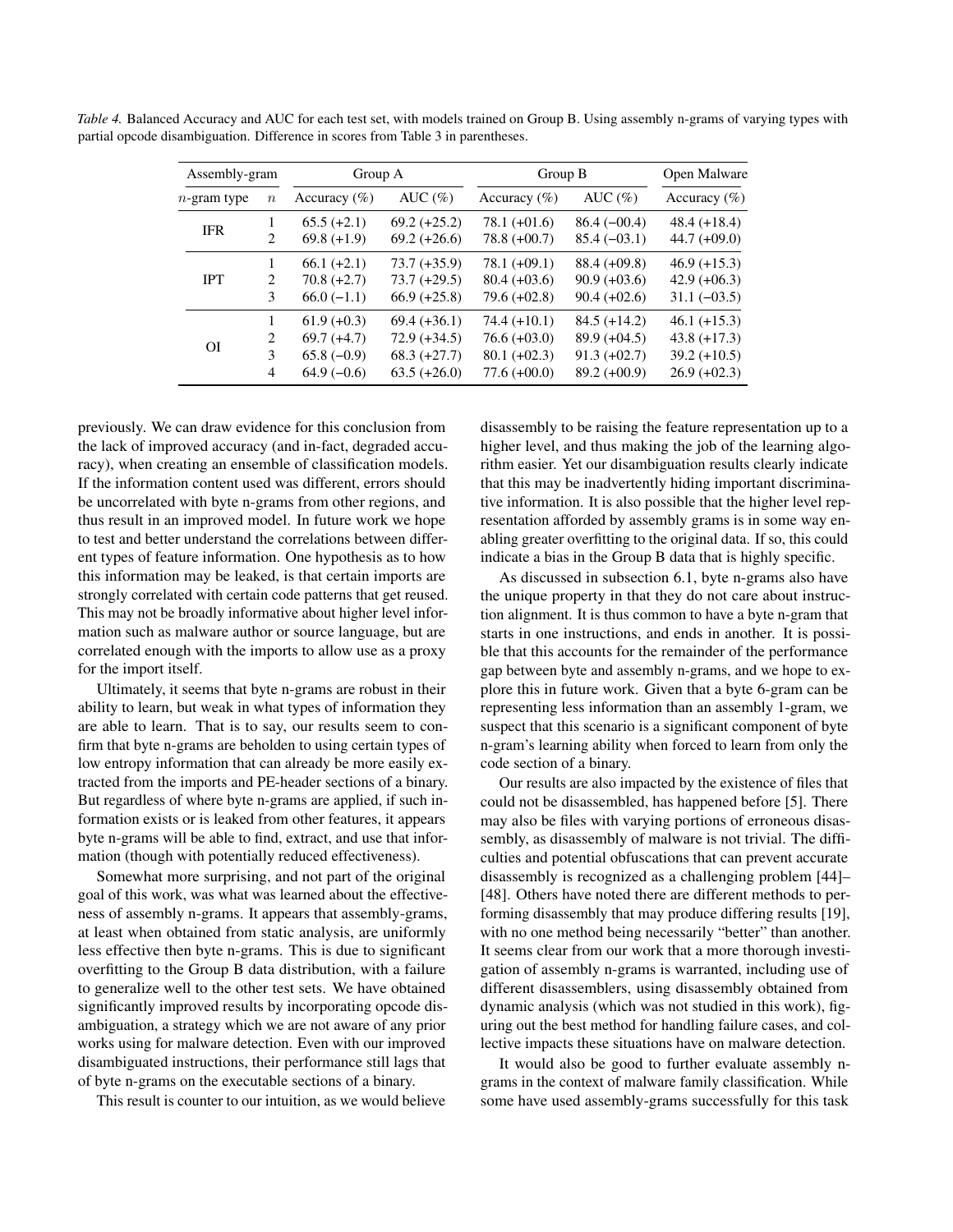*Table 4.* Balanced Accuracy and AUC for each test set, with models trained on Group B. Using assembly n-grams of varying types with partial opcode disambiguation. Difference in scores from Table 3 in parentheses.

| Assembly-gram | | Group A | | Group B | | Open Malware |
|---|---|---|---|---|---|---|
| $n$-gram type | $n$ | Accuracy (%) | AUC (%) | Accuracy (%) | AUC (%) | Accuracy (%) |
| IFR | 1 | 65.5 (+2.1) | 69.2 (+25.2) | 78.1 (+01.6) | 86.4 (−00.4) | 48.4 (+18.4) |
| | 2 | 69.8 (+1.9) | 69.2 (+26.6) | 78.8 (+00.7) | 85.4 (−03.1) | 44.7 (+09.0) |
| IPT | 1 | 66.1 (+2.1) | 73.7 (+35.9) | 78.1 (+09.1) | 88.4 (+09.8) | 46.9 (+15.3) |
| | 2 | 70.8 (+2.7) | 73.7 (+29.5) | 80.4 (+03.6) | 90.9 (+03.6) | 42.9 (+06.3) |
| | 3 | 66.0 (−1.1) | 66.9 (+25.8) | 79.6 (+02.8) | 90.4 (+02.6) | 31.1 (−03.5) |
| OI | 1 | 61.9 (+0.3) | 69.4 (+36.1) | 74.4 (+10.1) | 84.5 (+14.2) | 46.1 (+15.3) |
| | 2 | 69.7 (+4.7) | 72.9 (+34.5) | 76.6 (+03.0) | 89.9 (+04.5) | 43.8 (+17.3) |
| | 3 | 65.8 (−0.9) | 68.3 (+27.7) | 80.1 (+02.3) | 91.3 (+02.7) | 39.2 (+10.5) |
| | 4 | 64.9 (−0.6) | 63.5 (+26.0) | 77.6 (+00.0) | 89.2 (+00.9) | 26.9 (+02.3) |

previously. We can draw evidence for this conclusion from the lack of improved accuracy (and in-fact, degraded accuracy), when creating an ensemble of classification models. If the information content used was different, errors should be uncorrelated with byte n-grams from other regions, and thus result in an improved model. In future work we hope to test and better understand the correlations between different types of feature information. One hypothesis as to how this information may be leaked, is that certain imports are strongly correlated with certain code patterns that get reused. This may not be broadly informative about higher level information such as malware author or source language, but are correlated enough with the imports to allow use as a proxy for the import itself.

Ultimately, it seems that byte n-grams are robust in their ability to learn, but weak in what types of information they are able to learn. That is to say, our results seem to confirm that byte n-grams are beholden to using certain types of low entropy information that can already be more easily extracted from the imports and PE-header sections of a binary. But regardless of where byte n-grams are applied, if such information exists or is leaked from other features, it appears byte n-grams will be able to find, extract, and use that information (though with potentially reduced effectiveness).

Somewhat more surprising, and not part of the original goal of this work, was what was learned about the effectiveness of assembly n-grams. It appears that assembly-grams, at least when obtained from static analysis, are uniformly less effective then byte n-grams. This is due to significant overfitting to the Group B data distribution, with a failure to generalize well to the other test sets. We have obtained significantly improved results by incorporating opcode disambiguation, a strategy which we are not aware of any prior works using for malware detection. Even with our improved disambiguated instructions, their performance still lags that of byte n-grams on the executable sections of a binary.

This result is counter to our intuition, as we would believe disassembly to be raising the feature representation up to a higher level, and thus making the job of the learning algorithm easier. Yet our disambiguation results clearly indicate that this may be inadvertently hiding important discriminative information. It is also possible that the higher level representation afforded by assembly grams is in some way enabling greater overfitting to the original data. If so, this could indicate a bias in the Group B data that is highly specific.

As discussed in subsection 6.1, byte n-grams also have the unique property in that they do not care about instruction alignment. It is thus common to have a byte n-gram that starts in one instructions, and ends in another. It is possible that this accounts for the remainder of the performance gap between byte and assembly n-grams, and we hope to explore this in future work. Given that a byte 6-gram can be representing less information than an assembly 1-gram, we suspect that this scenario is a significant component of byte n-gram's learning ability when forced to learn from only the code section of a binary.

Our results are also impacted by the existence of files that could not be disassembled, has happened before [5]. There may also be files with varying portions of erroneous disassembly, as disassembly of malware is not trivial. The difficulties and potential obfuscations that can prevent accurate disassembly is recognized as a challenging problem [44]–[48]. Others have noted there are different methods to performing disassembly that may produce differing results [19], with no one method being necessarily "better" than another. It seems clear from our work that a more thorough investigation of assembly n-grams is warranted, including use of different disassemblers, using disassembly obtained from dynamic analysis (which was not studied in this work), figuring out the best method for handling failure cases, and collective impacts these situations have on malware detection.

It would also be good to further evaluate assembly n-grams in the context of malware family classification. While some have used assembly-grams successfully for this task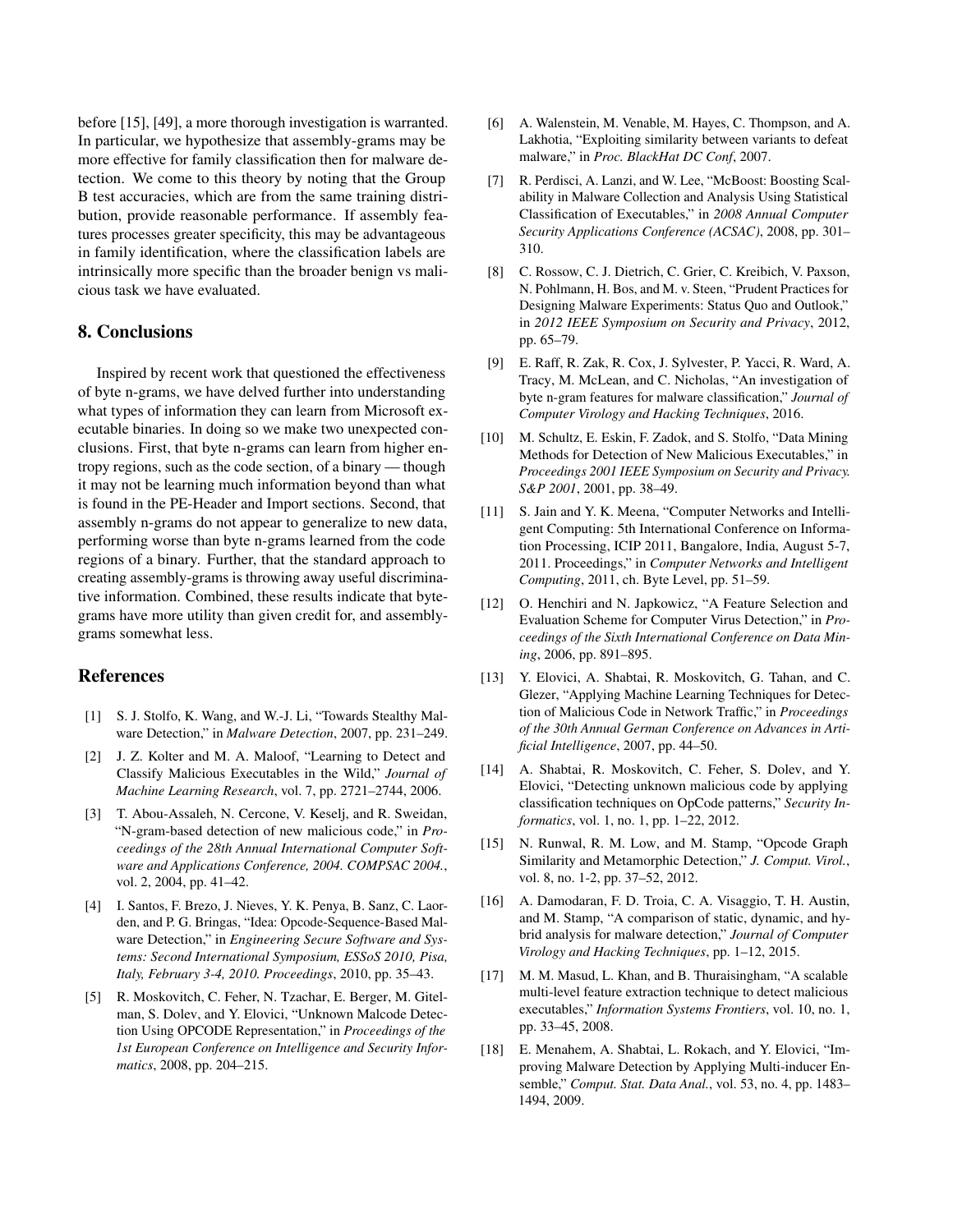before [15], [49], a more thorough investigation is warranted. In particular, we hypothesize that assembly-grams may be more effective for family classification then for malware detection. We come to this theory by noting that the Group B test accuracies, which are from the same training distribution, provide reasonable performance. If assembly features processes greater specificity, this may be advantageous in family identification, where the classification labels are intrinsically more specific than the broader benign vs malicious task we have evaluated.

## 8. Conclusions

Inspired by recent work that questioned the effectiveness of byte n-grams, we have delved further into understanding what types of information they can learn from Microsoft executable binaries. In doing so we make two unexpected conclusions. First, that byte n-grams can learn from higher entropy regions, such as the code section, of a binary — though it may not be learning much information beyond than what is found in the PE-Header and Import sections. Second, that assembly n-grams do not appear to generalize to new data, performing worse than byte n-grams learned from the code regions of a binary. Further, that the standard approach to creating assembly-grams is throwing away useful discriminative information. Combined, these results indicate that byte-grams have more utility than given credit for, and assembly-grams somewhat less.

## References

[1] S. J. Stolfo, K. Wang, and W.-J. Li, "Towards Stealthy Malware Detection," in *Malware Detection*, 2007, pp. 231–249.

[2] J. Z. Kolter and M. A. Maloof, "Learning to Detect and Classify Malicious Executables in the Wild," *Journal of Machine Learning Research*, vol. 7, pp. 2721–2744, 2006.

[3] T. Abou-Assaleh, N. Cercone, V. Keselj, and R. Sweidan, "N-gram-based detection of new malicious code," in *Proceedings of the 28th Annual International Computer Software and Applications Conference, 2004. COMPSAC 2004.*, vol. 2, 2004, pp. 41–42.

[4] I. Santos, F. Brezo, J. Nieves, Y. K. Penya, B. Sanz, C. Laorden, and P. G. Bringas, "Idea: Opcode-Sequence-Based Malware Detection," in *Engineering Secure Software and Systems: Second International Symposium, ESSoS 2010, Pisa, Italy, February 3-4, 2010. Proceedings*, 2010, pp. 35–43.

[5] R. Moskovitch, C. Feher, N. Tzachar, E. Berger, M. Gitelman, S. Dolev, and Y. Elovici, "Unknown Malcode Detection Using OPCODE Representation," in *Proceedings of the 1st European Conference on Intelligence and Security Informatics*, 2008, pp. 204–215.

[6] A. Walenstein, M. Venable, M. Hayes, C. Thompson, and A. Lakhotia, "Exploiting similarity between variants to defeat malware," in *Proc. BlackHat DC Conf*, 2007.

[7] R. Perdisci, A. Lanzi, and W. Lee, "McBoost: Boosting Scalability in Malware Collection and Analysis Using Statistical Classification of Executables," in *2008 Annual Computer Security Applications Conference (ACSAC)*, 2008, pp. 301–310.

[8] C. Rossow, C. J. Dietrich, C. Grier, C. Kreibich, V. Paxson, N. Pohlmann, H. Bos, and M. v. Steen, "Prudent Practices for Designing Malware Experiments: Status Quo and Outlook," in *2012 IEEE Symposium on Security and Privacy*, 2012, pp. 65–79.

[9] E. Raff, R. Zak, R. Cox, J. Sylvester, P. Yacci, R. Ward, A. Tracy, M. McLean, and C. Nicholas, "An investigation of byte n-gram features for malware classification," *Journal of Computer Virology and Hacking Techniques*, 2016.

[10] M. Schultz, E. Eskin, F. Zadok, and S. Stolfo, "Data Mining Methods for Detection of New Malicious Executables," in *Proceedings 2001 IEEE Symposium on Security and Privacy. S&P 2001*, 2001, pp. 38–49.

[11] S. Jain and Y. K. Meena, "Computer Networks and Intelligent Computing: 5th International Conference on Information Processing, ICIP 2011, Bangalore, India, August 5-7, 2011. Proceedings," in *Computer Networks and Intelligent Computing*, 2011, ch. Byte Level, pp. 51–59.

[12] O. Henchiri and N. Japkowicz, "A Feature Selection and Evaluation Scheme for Computer Virus Detection," in *Proceedings of the Sixth International Conference on Data Mining*, 2006, pp. 891–895.

[13] Y. Elovici, A. Shabtai, R. Moskovitch, G. Tahan, and C. Glezer, "Applying Machine Learning Techniques for Detection of Malicious Code in Network Traffic," in *Proceedings of the 30th Annual German Conference on Advances in Artificial Intelligence*, 2007, pp. 44–50.

[14] A. Shabtai, R. Moskovitch, C. Feher, S. Dolev, and Y. Elovici, "Detecting unknown malicious code by applying classification techniques on OpCode patterns," *Security Informatics*, vol. 1, no. 1, pp. 1–22, 2012.

[15] N. Runwal, R. M. Low, and M. Stamp, "Opcode Graph Similarity and Metamorphic Detection," *J. Comput. Virol.*, vol. 8, no. 1-2, pp. 37–52, 2012.

[16] A. Damodaran, F. D. Troia, C. A. Visaggio, T. H. Austin, and M. Stamp, "A comparison of static, dynamic, and hybrid analysis for malware detection," *Journal of Computer Virology and Hacking Techniques*, pp. 1–12, 2015.

[17] M. M. Masud, L. Khan, and B. Thuraisingham, "A scalable multi-level feature extraction technique to detect malicious executables," *Information Systems Frontiers*, vol. 10, no. 1, pp. 33–45, 2008.

[18] E. Menahem, A. Shabtai, L. Rokach, and Y. Elovici, "Improving Malware Detection by Applying Multi-inducer Ensemble," *Comput. Stat. Data Anal.*, vol. 53, no. 4, pp. 1483–1494, 2009.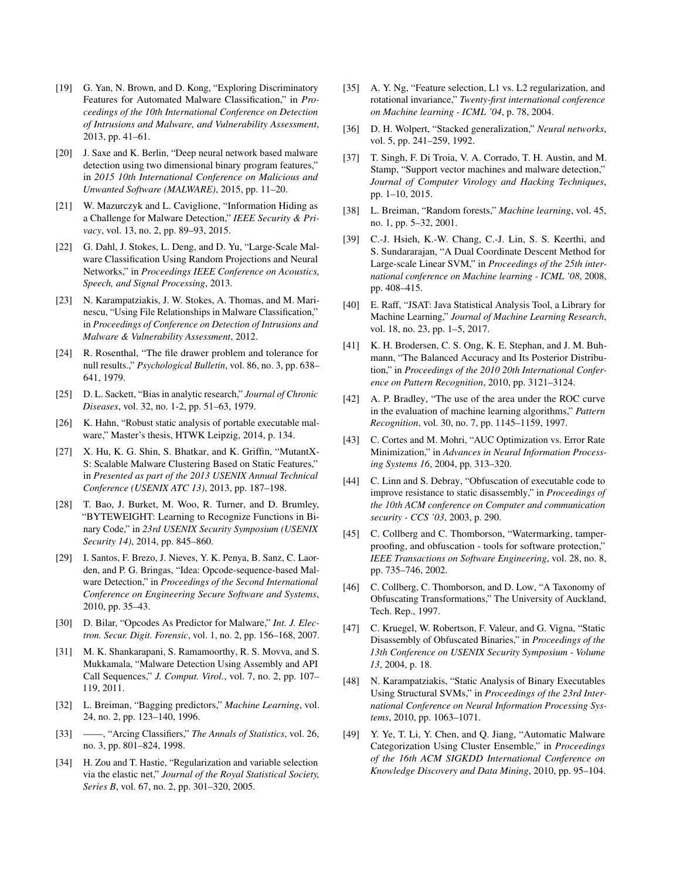[19] G. Yan, N. Brown, and D. Kong, "Exploring Discriminatory Features for Automated Malware Classification," in *Proceedings of the 10th International Conference on Detection of Intrusions and Malware, and Vulnerability Assessment*, 2013, pp. 41–61.

[20] J. Saxe and K. Berlin, "Deep neural network based malware detection using two dimensional binary program features," in *2015 10th International Conference on Malicious and Unwanted Software (MALWARE)*, 2015, pp. 11–20.

[21] W. Mazurczyk and L. Caviglione, "Information Hiding as a Challenge for Malware Detection," *IEEE Security & Privacy*, vol. 13, no. 2, pp. 89–93, 2015.

[22] G. Dahl, J. Stokes, L. Deng, and D. Yu, "Large-Scale Malware Classification Using Random Projections and Neural Networks," in *Proceedings IEEE Conference on Acoustics, Speech, and Signal Processing*, 2013.

[23] N. Karampatziakis, J. W. Stokes, A. Thomas, and M. Marinescu, "Using File Relationships in Malware Classification," in *Proceedings of Conference on Detection of Intrusions and Malware & Vulnerability Assessment*, 2012.

[24] R. Rosenthal, "The file drawer problem and tolerance for null results.," *Psychological Bulletin*, vol. 86, no. 3, pp. 638–641, 1979.

[25] D. L. Sackett, "Bias in analytic research," *Journal of Chronic Diseases*, vol. 32, no. 1-2, pp. 51–63, 1979.

[26] K. Hahn, "Robust static analysis of portable executable malware," Master's thesis, HTWK Leipzig, 2014, p. 134.

[27] X. Hu, K. G. Shin, S. Bhatkar, and K. Griffin, "MutantX-S: Scalable Malware Clustering Based on Static Features," in *Presented as part of the 2013 USENIX Annual Technical Conference (USENIX ATC 13)*, 2013, pp. 187–198.

[28] T. Bao, J. Burket, M. Woo, R. Turner, and D. Brumley, "BYTEWEIGHT: Learning to Recognize Functions in Binary Code," in *23rd USENIX Security Symposium (USENIX Security 14)*, 2014, pp. 845–860.

[29] I. Santos, F. Brezo, J. Nieves, Y. K. Penya, B. Sanz, C. Laorden, and P. G. Bringas, "Idea: Opcode-sequence-based Malware Detection," in *Proceedings of the Second International Conference on Engineering Secure Software and Systems*, 2010, pp. 35–43.

[30] D. Bilar, "Opcodes As Predictor for Malware," *Int. J. Electron. Secur. Digit. Forensic*, vol. 1, no. 2, pp. 156–168, 2007.

[31] M. K. Shankarapani, S. Ramamoorthy, R. S. Movva, and S. Mukkamala, "Malware Detection Using Assembly and API Call Sequences," *J. Comput. Virol.*, vol. 7, no. 2, pp. 107–119, 2011.

[32] L. Breiman, "Bagging predictors," *Machine Learning*, vol. 24, no. 2, pp. 123–140, 1996.

[33] ——, "Arcing Classifiers," *The Annals of Statistics*, vol. 26, no. 3, pp. 801–824, 1998.

[34] H. Zou and T. Hastie, "Regularization and variable selection via the elastic net," *Journal of the Royal Statistical Society, Series B*, vol. 67, no. 2, pp. 301–320, 2005.

[35] A. Y. Ng, "Feature selection, L1 vs. L2 regularization, and rotational invariance," *Twenty-first international conference on Machine learning - ICML '04*, p. 78, 2004.

[36] D. H. Wolpert, "Stacked generalization," *Neural networks*, vol. 5, pp. 241–259, 1992.

[37] T. Singh, F. Di Troia, V. A. Corrado, T. H. Austin, and M. Stamp, "Support vector machines and malware detection," *Journal of Computer Virology and Hacking Techniques*, pp. 1–10, 2015.

[38] L. Breiman, "Random forests," *Machine learning*, vol. 45, no. 1, pp. 5–32, 2001.

[39] C.-J. Hsieh, K.-W. Chang, C.-J. Lin, S. S. Keerthi, and S. Sundararajan, "A Dual Coordinate Descent Method for Large-scale Linear SVM," in *Proceedings of the 25th international conference on Machine learning - ICML '08*, 2008, pp. 408–415.

[40] E. Raff, "JSAT: Java Statistical Analysis Tool, a Library for Machine Learning," *Journal of Machine Learning Research*, vol. 18, no. 23, pp. 1–5, 2017.

[41] K. H. Brodersen, C. S. Ong, K. E. Stephan, and J. M. Buhmann, "The Balanced Accuracy and Its Posterior Distribution," in *Proceedings of the 2010 20th International Conference on Pattern Recognition*, 2010, pp. 3121–3124.

[42] A. P. Bradley, "The use of the area under the ROC curve in the evaluation of machine learning algorithms," *Pattern Recognition*, vol. 30, no. 7, pp. 1145–1159, 1997.

[43] C. Cortes and M. Mohri, "AUC Optimization vs. Error Rate Minimization," in *Advances in Neural Information Processing Systems 16*, 2004, pp. 313–320.

[44] C. Linn and S. Debray, "Obfuscation of executable code to improve resistance to static disassembly," in *Proceedings of the 10th ACM conference on Computer and communication security - CCS '03*, 2003, p. 290.

[45] C. Collberg and C. Thomborson, "Watermarking, tamper-proofing, and obfuscation - tools for software protection," *IEEE Transactions on Software Engineering*, vol. 28, no. 8, pp. 735–746, 2002.

[46] C. Collberg, C. Thomborson, and D. Low, "A Taxonomy of Obfuscating Transformations," The University of Auckland, Tech. Rep., 1997.

[47] C. Kruegel, W. Robertson, F. Valeur, and G. Vigna, "Static Disassembly of Obfuscated Binaries," in *Proceedings of the 13th Conference on USENIX Security Symposium - Volume 13*, 2004, p. 18.

[48] N. Karampatziakis, "Static Analysis of Binary Executables Using Structural SVMs," in *Proceedings of the 23rd International Conference on Neural Information Processing Systems*, 2010, pp. 1063–1071.

[49] Y. Ye, T. Li, Y. Chen, and Q. Jiang, "Automatic Malware Categorization Using Cluster Ensemble," in *Proceedings of the 16th ACM SIGKDD International Conference on Knowledge Discovery and Data Mining*, 2010, pp. 95–104.